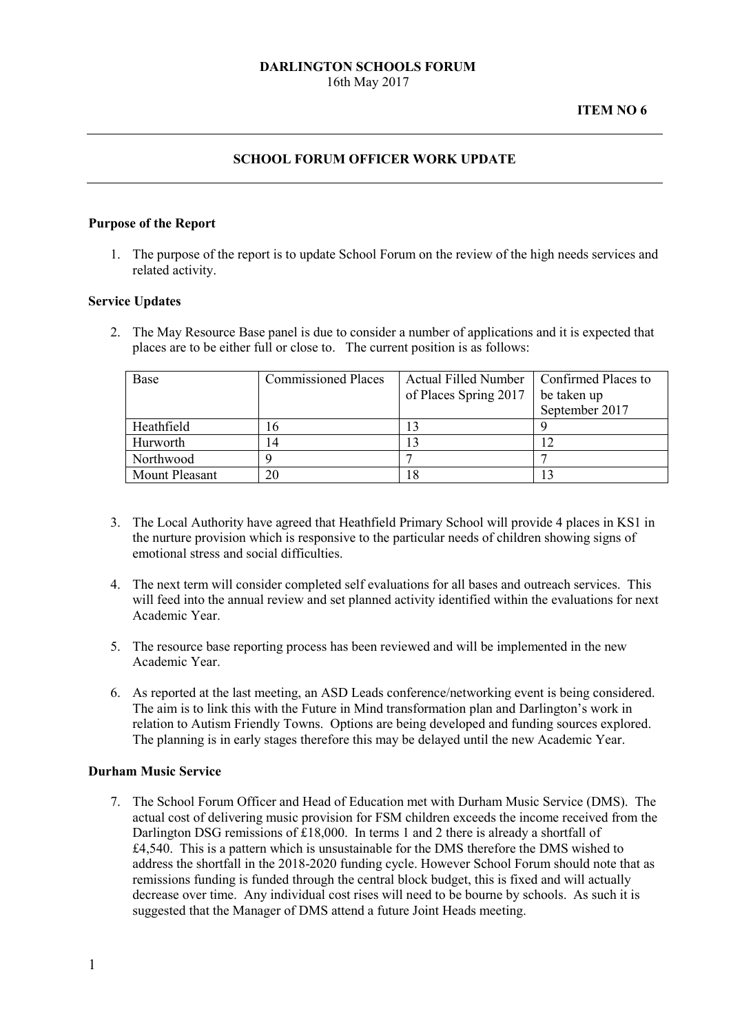**DARLINGTON SCHOOLS FORUM**
16th May 2017

**ITEM NO 6**

---

## SCHOOL FORUM OFFICER WORK UPDATE

---

### Purpose of the Report

1. The purpose of the report is to update School Forum on the review of the high needs services and related activity.

### Service Updates

2. The May Resource Base panel is due to consider a number of applications and it is expected that places are to be either full or close to. The current position is as follows:

| Base | Commissioned Places | Actual Filled Number of Places Spring 2017 | Confirmed Places to be taken up September 2017 |
|---|---|---|---|
| Heathfield | 16 | 13 | 9 |
| Hurworth | 14 | 13 | 12 |
| Northwood | 9 | 7 | 7 |
| Mount Pleasant | 20 | 18 | 13 |

3. The Local Authority have agreed that Heathfield Primary School will provide 4 places in KS1 in the nurture provision which is responsive to the particular needs of children showing signs of emotional stress and social difficulties.

4. The next term will consider completed self evaluations for all bases and outreach services. This will feed into the annual review and set planned activity identified within the evaluations for next Academic Year.

5. The resource base reporting process has been reviewed and will be implemented in the new Academic Year.

6. As reported at the last meeting, an ASD Leads conference/networking event is being considered. The aim is to link this with the Future in Mind transformation plan and Darlington's work in relation to Autism Friendly Towns. Options are being developed and funding sources explored. The planning is in early stages therefore this may be delayed until the new Academic Year.

### Durham Music Service

7. The School Forum Officer and Head of Education met with Durham Music Service (DMS). The actual cost of delivering music provision for FSM children exceeds the income received from the Darlington DSG remissions of £18,000. In terms 1 and 2 there is already a shortfall of £4,540. This is a pattern which is unsustainable for the DMS therefore the DMS wished to address the shortfall in the 2018-2020 funding cycle. However School Forum should note that as remissions funding is funded through the central block budget, this is fixed and will actually decrease over time. Any individual cost rises will need to be bourne by schools. As such it is suggested that the Manager of DMS attend a future Joint Heads meeting.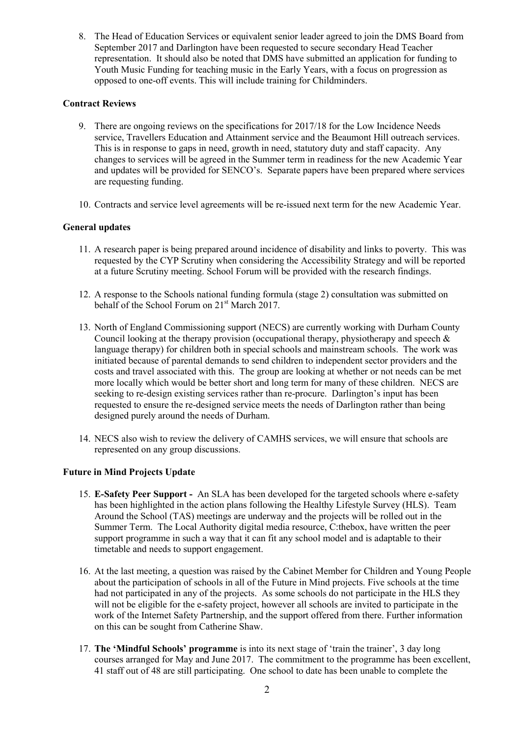8. The Head of Education Services or equivalent senior leader agreed to join the DMS Board from September 2017 and Darlington have been requested to secure secondary Head Teacher representation. It should also be noted that DMS have submitted an application for funding to Youth Music Funding for teaching music in the Early Years, with a focus on progression as opposed to one-off events. This will include training for Childminders.

**Contract Reviews**

9. There are ongoing reviews on the specifications for 2017/18 for the Low Incidence Needs service, Travellers Education and Attainment service and the Beaumont Hill outreach services. This is in response to gaps in need, growth in need, statutory duty and staff capacity. Any changes to services will be agreed in the Summer term in readiness for the new Academic Year and updates will be provided for SENCO's. Separate papers have been prepared where services are requesting funding.

10. Contracts and service level agreements will be re-issued next term for the new Academic Year.

**General updates**

11. A research paper is being prepared around incidence of disability and links to poverty. This was requested by the CYP Scrutiny when considering the Accessibility Strategy and will be reported at a future Scrutiny meeting. School Forum will be provided with the research findings.

12. A response to the Schools national funding formula (stage 2) consultation was submitted on behalf of the School Forum on 21st March 2017.

13. North of England Commissioning support (NECS) are currently working with Durham County Council looking at the therapy provision (occupational therapy, physiotherapy and speech & language therapy) for children both in special schools and mainstream schools. The work was initiated because of parental demands to send children to independent sector providers and the costs and travel associated with this. The group are looking at whether or not needs can be met more locally which would be better short and long term for many of these children. NECS are seeking to re-design existing services rather than re-procure. Darlington's input has been requested to ensure the re-designed service meets the needs of Darlington rather than being designed purely around the needs of Durham.

14. NECS also wish to review the delivery of CAMHS services, we will ensure that schools are represented on any group discussions.

**Future in Mind Projects Update**

15. **E-Safety Peer Support -** An SLA has been developed for the targeted schools where e-safety has been highlighted in the action plans following the Healthy Lifestyle Survey (HLS). Team Around the School (TAS) meetings are underway and the projects will be rolled out in the Summer Term. The Local Authority digital media resource, C:thebox, have written the peer support programme in such a way that it can fit any school model and is adaptable to their timetable and needs to support engagement.

16. At the last meeting, a question was raised by the Cabinet Member for Children and Young People about the participation of schools in all of the Future in Mind projects. Five schools at the time had not participated in any of the projects. As some schools do not participate in the HLS they will not be eligible for the e-safety project, however all schools are invited to participate in the work of the Internet Safety Partnership, and the support offered from there. Further information on this can be sought from Catherine Shaw.

17. **The 'Mindful Schools' programme** is into its next stage of 'train the trainer', 3 day long courses arranged for May and June 2017. The commitment to the programme has been excellent, 41 staff out of 48 are still participating. One school to date has been unable to complete the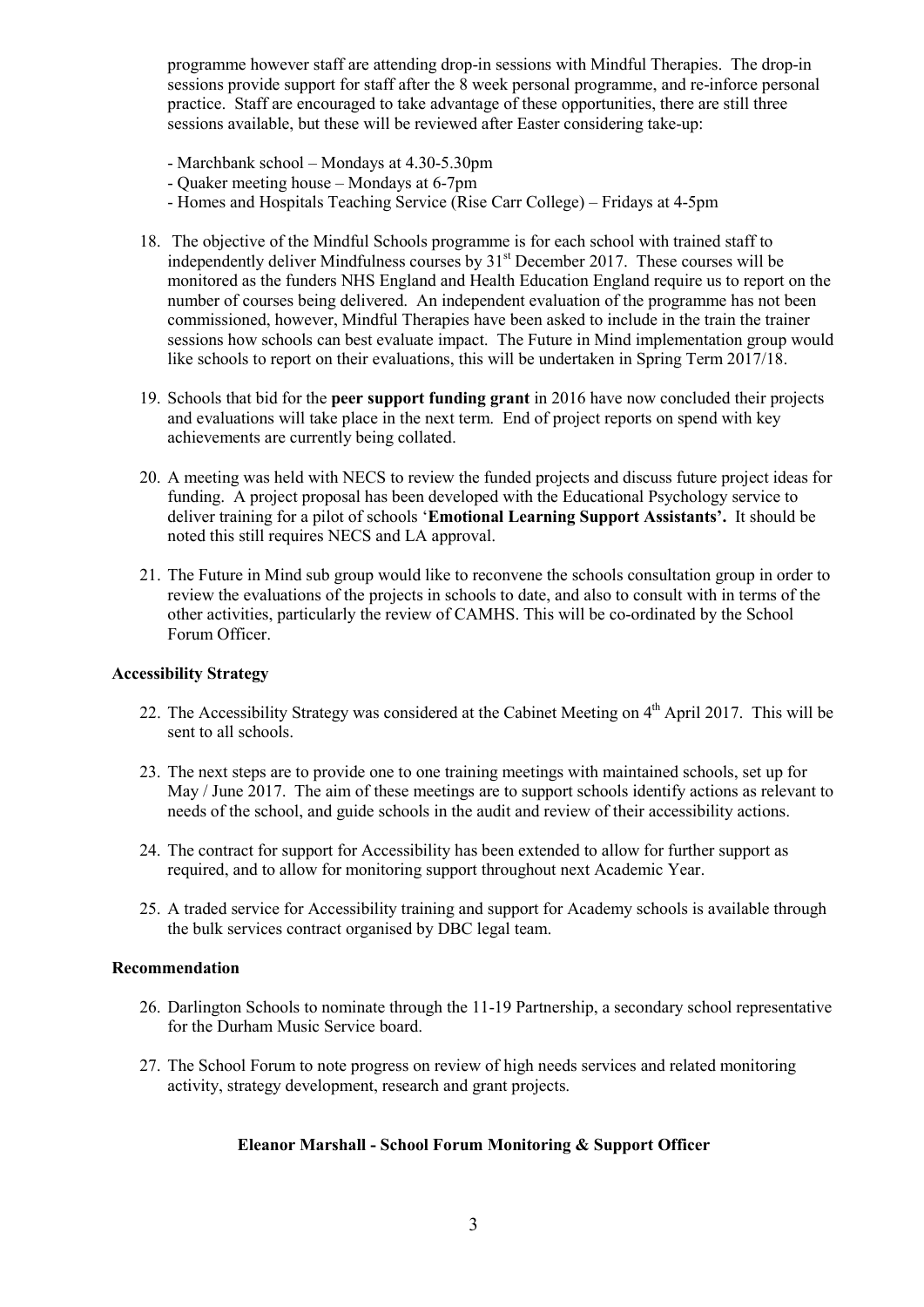programme however staff are attending drop-in sessions with Mindful Therapies. The drop-in sessions provide support for staff after the 8 week personal programme, and re-inforce personal practice. Staff are encouraged to take advantage of these opportunities, there are still three sessions available, but these will be reviewed after Easter considering take-up:

- Marchbank school – Mondays at 4.30-5.30pm
- Quaker meeting house – Mondays at 6-7pm
- Homes and Hospitals Teaching Service (Rise Carr College) – Fridays at 4-5pm

18. The objective of the Mindful Schools programme is for each school with trained staff to independently deliver Mindfulness courses by 31st December 2017. These courses will be monitored as the funders NHS England and Health Education England require us to report on the number of courses being delivered. An independent evaluation of the programme has not been commissioned, however, Mindful Therapies have been asked to include in the train the trainer sessions how schools can best evaluate impact. The Future in Mind implementation group would like schools to report on their evaluations, this will be undertaken in Spring Term 2017/18.

19. Schools that bid for the **peer support funding grant** in 2016 have now concluded their projects and evaluations will take place in the next term. End of project reports on spend with key achievements are currently being collated.

20. A meeting was held with NECS to review the funded projects and discuss future project ideas for funding. A project proposal has been developed with the Educational Psychology service to deliver training for a pilot of schools '**Emotional Learning Support Assistants'.** It should be noted this still requires NECS and LA approval.

21. The Future in Mind sub group would like to reconvene the schools consultation group in order to review the evaluations of the projects in schools to date, and also to consult with in terms of the other activities, particularly the review of CAMHS. This will be co-ordinated by the School Forum Officer.

**Accessibility Strategy**

22. The Accessibility Strategy was considered at the Cabinet Meeting on 4th April 2017. This will be sent to all schools.

23. The next steps are to provide one to one training meetings with maintained schools, set up for May / June 2017. The aim of these meetings are to support schools identify actions as relevant to needs of the school, and guide schools in the audit and review of their accessibility actions.

24. The contract for support for Accessibility has been extended to allow for further support as required, and to allow for monitoring support throughout next Academic Year.

25. A traded service for Accessibility training and support for Academy schools is available through the bulk services contract organised by DBC legal team.

**Recommendation**

26. Darlington Schools to nominate through the 11-19 Partnership, a secondary school representative for the Durham Music Service board.

27. The School Forum to note progress on review of high needs services and related monitoring activity, strategy development, research and grant projects.

**Eleanor Marshall - School Forum Monitoring & Support Officer**